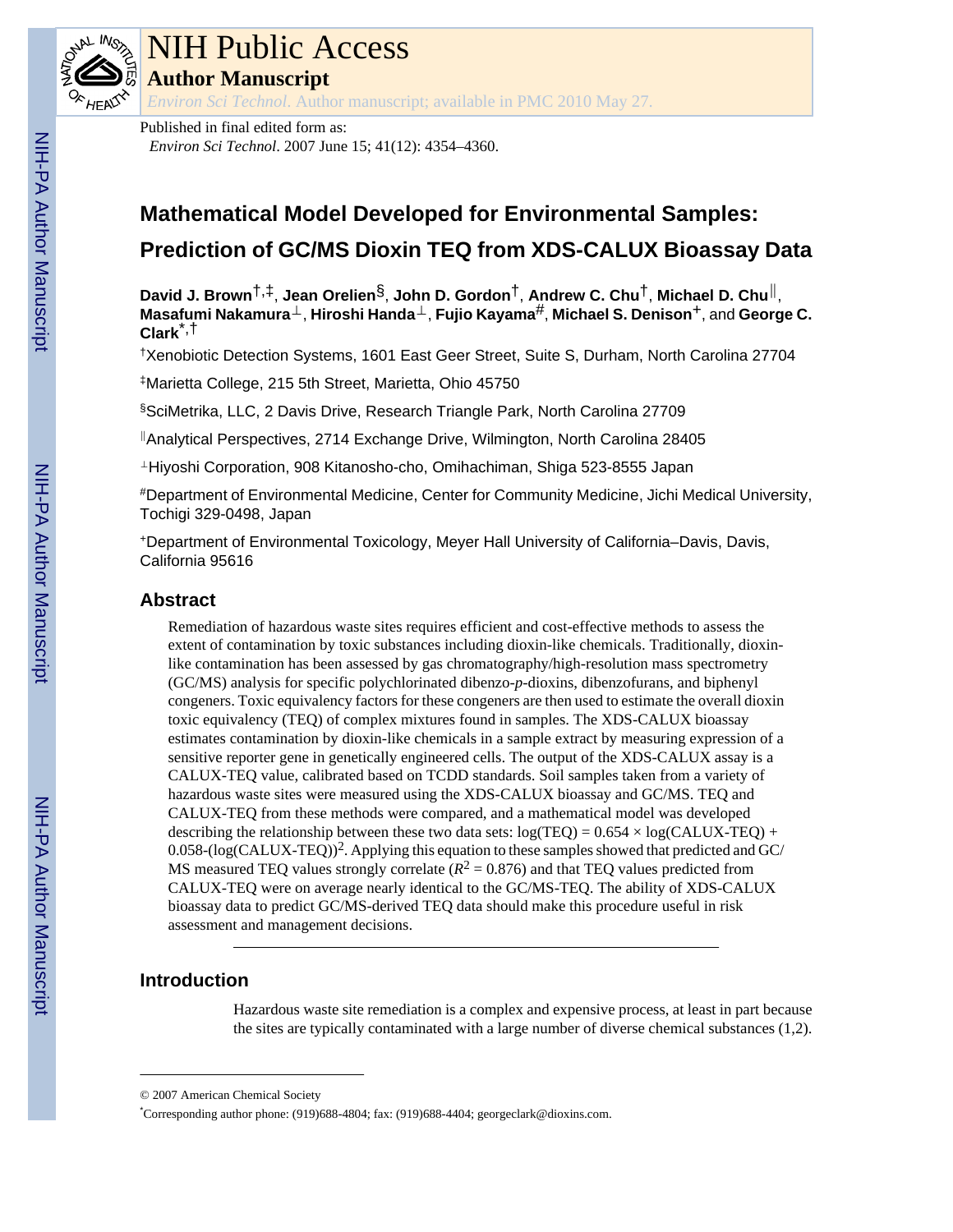# NIH Public Access

## Author Manuscript

*Environ Sci Technol*. Author manuscript; available in PMC 2010 May 27.

Published in final edited form as:

*Environ Sci Technol*. 2007 June 15; 41(12): 4354–4360.

# Mathematical Model Developed for Environmental Samples: Prediction of GC/MS Dioxin TEQ from XDS-CALUX Bioassay Data

**David J. Brown**[†,‡], **Jean Orelien**[§], **John D. Gordon**[†], **Andrew C. Chu**[†], **Michael D. Chu**[‖], **Masafumi Nakamura**[⊥], **Hiroshi Handa**[⊥], **Fujio Kayama**[#], **Michael S. Denison**[+], and **George C. Clark**[*,†]

[†]Xenobiotic Detection Systems, 1601 East Geer Street, Suite S, Durham, North Carolina 27704

[‡]Marietta College, 215 5th Street, Marietta, Ohio 45750

[§]SciMetrika, LLC, 2 Davis Drive, Research Triangle Park, North Carolina 27709

[‖]Analytical Perspectives, 2714 Exchange Drive, Wilmington, North Carolina 28405

[⊥]Hiyoshi Corporation, 908 Kitanosho-cho, Omihachiman, Shiga 523-8555 Japan

[#]Department of Environmental Medicine, Center for Community Medicine, Jichi Medical University, Tochigi 329-0498, Japan

[+]Department of Environmental Toxicology, Meyer Hall University of California–Davis, Davis, California 95616

## Abstract

Remediation of hazardous waste sites requires efficient and cost-effective methods to assess the extent of contamination by toxic substances including dioxin-like chemicals. Traditionally, dioxin-like contamination has been assessed by gas chromatography/high-resolution mass spectrometry (GC/MS) analysis for specific polychlorinated dibenzo-*p*-dioxins, dibenzofurans, and biphenyl congeners. Toxic equivalency factors for these congeners are then used to estimate the overall dioxin toxic equivalency (TEQ) of complex mixtures found in samples. The XDS-CALUX bioassay estimates contamination by dioxin-like chemicals in a sample extract by measuring expression of a sensitive reporter gene in genetically engineered cells. The output of the XDS-CALUX assay is a CALUX-TEQ value, calibrated based on TCDD standards. Soil samples taken from a variety of hazardous waste sites were measured using the XDS-CALUX bioassay and GC/MS. TEQ and CALUX-TEQ from these methods were compared, and a mathematical model was developed describing the relationship between these two data sets: $\log(\text{TEQ}) = 0.654 \times \log(\text{CALUX-TEQ}) + 0.058\text{-}(\log(\text{CALUX-TEQ}))^2$. Applying this equation to these samples showed that predicted and GC/MS measured TEQ values strongly correlate ($R^2 = 0.876$) and that TEQ values predicted from CALUX-TEQ were on average nearly identical to the GC/MS-TEQ. The ability of XDS-CALUX bioassay data to predict GC/MS-derived TEQ data should make this procedure useful in risk assessment and management decisions.

## Introduction

Hazardous waste site remediation is a complex and expensive process, at least in part because the sites are typically contaminated with a large number of diverse chemical substances (1,2).

© 2007 American Chemical Society

*Corresponding author phone: (919)688-4804; fax: (919)688-4404; georgeclark@dioxins.com.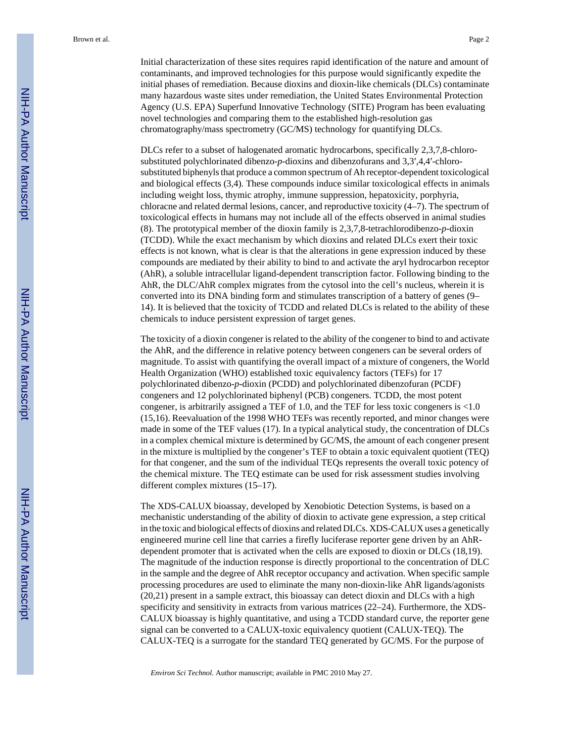Initial characterization of these sites requires rapid identification of the nature and amount of contaminants, and improved technologies for this purpose would significantly expedite the initial phases of remediation. Because dioxins and dioxin-like chemicals (DLCs) contaminate many hazardous waste sites under remediation, the United States Environmental Protection Agency (U.S. EPA) Superfund Innovative Technology (SITE) Program has been evaluating novel technologies and comparing them to the established high-resolution gas chromatography/mass spectrometry (GC/MS) technology for quantifying DLCs.

DLCs refer to a subset of halogenated aromatic hydrocarbons, specifically 2,3,7,8-chloro-substituted polychlorinated dibenzo-*p*-dioxins and dibenzofurans and 3,3′,4,4′-chloro-substituted biphenyls that produce a common spectrum of Ah receptor-dependent toxicological and biological effects (3,4). These compounds induce similar toxicological effects in animals including weight loss, thymic atrophy, immune suppression, hepatoxicity, porphyria, chloracne and related dermal lesions, cancer, and reproductive toxicity (4–7). The spectrum of toxicological effects in humans may not include all of the effects observed in animal studies (8). The prototypical member of the dioxin family is 2,3,7,8-tetrachlorodibenzo-*p*-dioxin (TCDD). While the exact mechanism by which dioxins and related DLCs exert their toxic effects is not known, what is clear is that the alterations in gene expression induced by these compounds are mediated by their ability to bind to and activate the aryl hydrocarbon receptor (AhR), a soluble intracellular ligand-dependent transcription factor. Following binding to the AhR, the DLC/AhR complex migrates from the cytosol into the cell's nucleus, wherein it is converted into its DNA binding form and stimulates transcription of a battery of genes (9–14). It is believed that the toxicity of TCDD and related DLCs is related to the ability of these chemicals to induce persistent expression of target genes.

The toxicity of a dioxin congener is related to the ability of the congener to bind to and activate the AhR, and the difference in relative potency between congeners can be several orders of magnitude. To assist with quantifying the overall impact of a mixture of congeners, the World Health Organization (WHO) established toxic equivalency factors (TEFs) for 17 polychlorinated dibenzo-*p*-dioxin (PCDD) and polychlorinated dibenzofuran (PCDF) congeners and 12 polychlorinated biphenyl (PCB) congeners. TCDD, the most potent congener, is arbitrarily assigned a TEF of 1.0, and the TEF for less toxic congeners is <1.0 (15,16). Reevaluation of the 1998 WHO TEFs was recently reported, and minor changes were made in some of the TEF values (17). In a typical analytical study, the concentration of DLCs in a complex chemical mixture is determined by GC/MS, the amount of each congener present in the mixture is multiplied by the congener's TEF to obtain a toxic equivalent quotient (TEQ) for that congener, and the sum of the individual TEQs represents the overall toxic potency of the chemical mixture. The TEQ estimate can be used for risk assessment studies involving different complex mixtures (15–17).

The XDS-CALUX bioassay, developed by Xenobiotic Detection Systems, is based on a mechanistic understanding of the ability of dioxin to activate gene expression, a step critical in the toxic and biological effects of dioxins and related DLCs. XDS-CALUX uses a genetically engineered murine cell line that carries a firefly luciferase reporter gene driven by an AhR-dependent promoter that is activated when the cells are exposed to dioxin or DLCs (18,19). The magnitude of the induction response is directly proportional to the concentration of DLC in the sample and the degree of AhR receptor occupancy and activation. When specific sample processing procedures are used to eliminate the many non-dioxin-like AhR ligands/agonists (20,21) present in a sample extract, this bioassay can detect dioxin and DLCs with a high specificity and sensitivity in extracts from various matrices (22–24). Furthermore, the XDS-CALUX bioassay is highly quantitative, and using a TCDD standard curve, the reporter gene signal can be converted to a CALUX-toxic equivalency quotient (CALUX-TEQ). The CALUX-TEQ is a surrogate for the standard TEQ generated by GC/MS. For the purpose of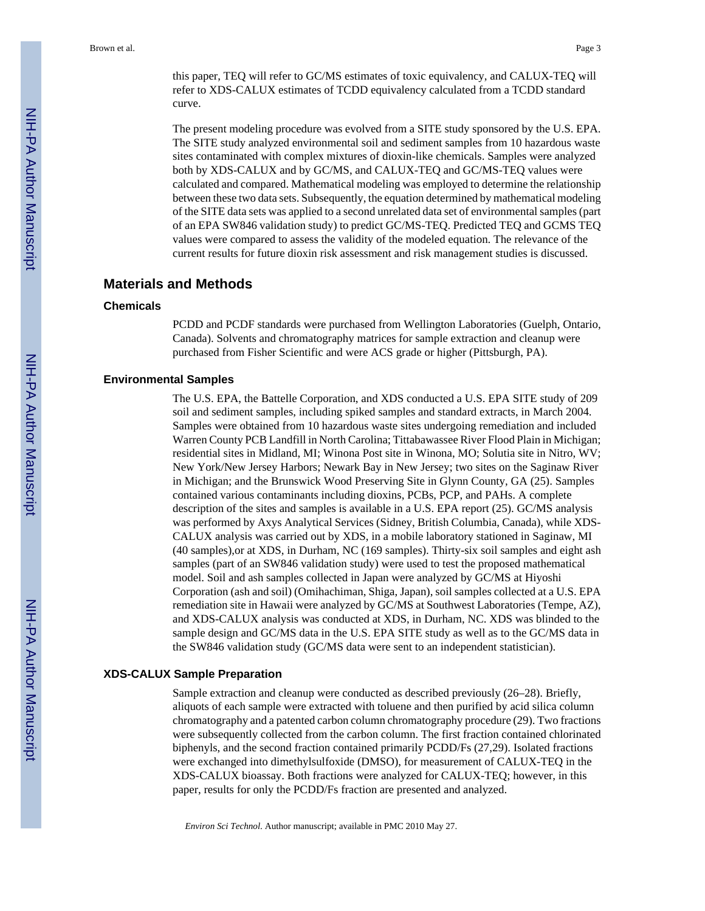this paper, TEQ will refer to GC/MS estimates of toxic equivalency, and CALUX-TEQ will refer to XDS-CALUX estimates of TCDD equivalency calculated from a TCDD standard curve.

The present modeling procedure was evolved from a SITE study sponsored by the U.S. EPA. The SITE study analyzed environmental soil and sediment samples from 10 hazardous waste sites contaminated with complex mixtures of dioxin-like chemicals. Samples were analyzed both by XDS-CALUX and by GC/MS, and CALUX-TEQ and GC/MS-TEQ values were calculated and compared. Mathematical modeling was employed to determine the relationship between these two data sets. Subsequently, the equation determined by mathematical modeling of the SITE data sets was applied to a second unrelated data set of environmental samples (part of an EPA SW846 validation study) to predict GC/MS-TEQ. Predicted TEQ and GCMS TEQ values were compared to assess the validity of the modeled equation. The relevance of the current results for future dioxin risk assessment and risk management studies is discussed.

## Materials and Methods

### Chemicals

PCDD and PCDF standards were purchased from Wellington Laboratories (Guelph, Ontario, Canada). Solvents and chromatography matrices for sample extraction and cleanup were purchased from Fisher Scientific and were ACS grade or higher (Pittsburgh, PA).

### Environmental Samples

The U.S. EPA, the Battelle Corporation, and XDS conducted a U.S. EPA SITE study of 209 soil and sediment samples, including spiked samples and standard extracts, in March 2004. Samples were obtained from 10 hazardous waste sites undergoing remediation and included Warren County PCB Landfill in North Carolina; Tittabawassee River Flood Plain in Michigan; residential sites in Midland, MI; Winona Post site in Winona, MO; Solutia site in Nitro, WV; New York/New Jersey Harbors; Newark Bay in New Jersey; two sites on the Saginaw River in Michigan; and the Brunswick Wood Preserving Site in Glynn County, GA (25). Samples contained various contaminants including dioxins, PCBs, PCP, and PAHs. A complete description of the sites and samples is available in a U.S. EPA report (25). GC/MS analysis was performed by Axys Analytical Services (Sidney, British Columbia, Canada), while XDS-CALUX analysis was carried out by XDS, in a mobile laboratory stationed in Saginaw, MI (40 samples),or at XDS, in Durham, NC (169 samples). Thirty-six soil samples and eight ash samples (part of an SW846 validation study) were used to test the proposed mathematical model. Soil and ash samples collected in Japan were analyzed by GC/MS at Hiyoshi Corporation (ash and soil) (Omihachiman, Shiga, Japan), soil samples collected at a U.S. EPA remediation site in Hawaii were analyzed by GC/MS at Southwest Laboratories (Tempe, AZ), and XDS-CALUX analysis was conducted at XDS, in Durham, NC. XDS was blinded to the sample design and GC/MS data in the U.S. EPA SITE study as well as to the GC/MS data in the SW846 validation study (GC/MS data were sent to an independent statistician).

### XDS-CALUX Sample Preparation

Sample extraction and cleanup were conducted as described previously (26–28). Briefly, aliquots of each sample were extracted with toluene and then purified by acid silica column chromatography and a patented carbon column chromatography procedure (29). Two fractions were subsequently collected from the carbon column. The first fraction contained chlorinated biphenyls, and the second fraction contained primarily PCDD/Fs (27,29). Isolated fractions were exchanged into dimethylsulfoxide (DMSO), for measurement of CALUX-TEQ in the XDS-CALUX bioassay. Both fractions were analyzed for CALUX-TEQ; however, in this paper, results for only the PCDD/Fs fraction are presented and analyzed.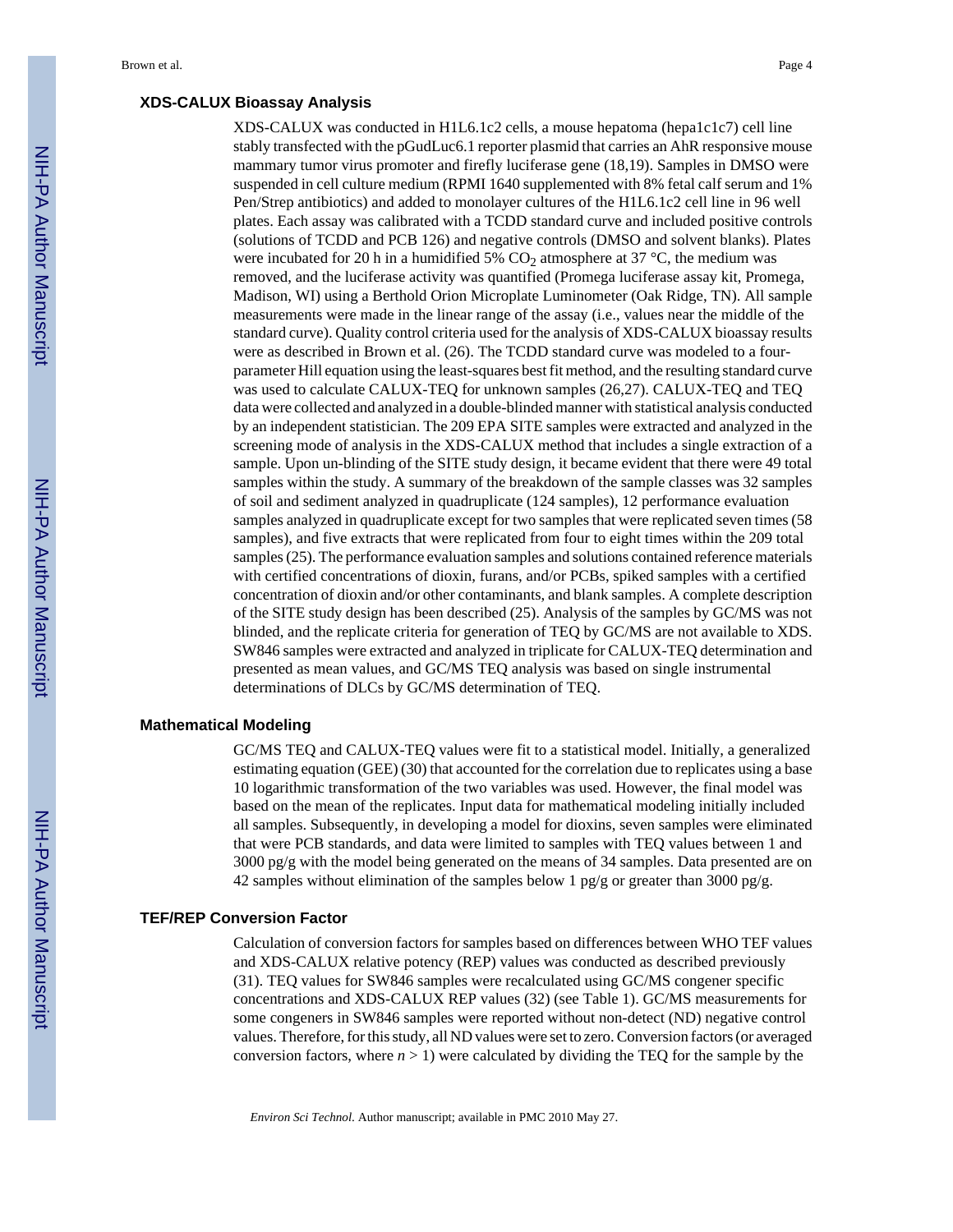### XDS-CALUX Bioassay Analysis

XDS-CALUX was conducted in H1L6.1c2 cells, a mouse hepatoma (hepa1c1c7) cell line stably transfected with the pGudLuc6.1 reporter plasmid that carries an AhR responsive mouse mammary tumor virus promoter and firefly luciferase gene (18,19). Samples in DMSO were suspended in cell culture medium (RPMI 1640 supplemented with 8% fetal calf serum and 1% Pen/Strep antibiotics) and added to monolayer cultures of the H1L6.1c2 cell line in 96 well plates. Each assay was calibrated with a TCDD standard curve and included positive controls (solutions of TCDD and PCB 126) and negative controls (DMSO and solvent blanks). Plates were incubated for 20 h in a humidified 5% $CO_2$ atmosphere at 37 °C, the medium was removed, and the luciferase activity was quantified (Promega luciferase assay kit, Promega, Madison, WI) using a Berthold Orion Microplate Luminometer (Oak Ridge, TN). All sample measurements were made in the linear range of the assay (i.e., values near the middle of the standard curve). Quality control criteria used for the analysis of XDS-CALUX bioassay results were as described in Brown et al. (26). The TCDD standard curve was modeled to a four-parameter Hill equation using the least-squares best fit method, and the resulting standard curve was used to calculate CALUX-TEQ for unknown samples (26,27). CALUX-TEQ and TEQ data were collected and analyzed in a double-blinded manner with statistical analysis conducted by an independent statistician. The 209 EPA SITE samples were extracted and analyzed in the screening mode of analysis in the XDS-CALUX method that includes a single extraction of a sample. Upon un-blinding of the SITE study design, it became evident that there were 49 total samples within the study. A summary of the breakdown of the sample classes was 32 samples of soil and sediment analyzed in quadruplicate (124 samples), 12 performance evaluation samples analyzed in quadruplicate except for two samples that were replicated seven times (58 samples), and five extracts that were replicated from four to eight times within the 209 total samples (25). The performance evaluation samples and solutions contained reference materials with certified concentrations of dioxin, furans, and/or PCBs, spiked samples with a certified concentration of dioxin and/or other contaminants, and blank samples. A complete description of the SITE study design has been described (25). Analysis of the samples by GC/MS was not blinded, and the replicate criteria for generation of TEQ by GC/MS are not available to XDS. SW846 samples were extracted and analyzed in triplicate for CALUX-TEQ determination and presented as mean values, and GC/MS TEQ analysis was based on single instrumental determinations of DLCs by GC/MS determination of TEQ.

### Mathematical Modeling

GC/MS TEQ and CALUX-TEQ values were fit to a statistical model. Initially, a generalized estimating equation (GEE) (30) that accounted for the correlation due to replicates using a base 10 logarithmic transformation of the two variables was used. However, the final model was based on the mean of the replicates. Input data for mathematical modeling initially included all samples. Subsequently, in developing a model for dioxins, seven samples were eliminated that were PCB standards, and data were limited to samples with TEQ values between 1 and 3000 pg/g with the model being generated on the means of 34 samples. Data presented are on 42 samples without elimination of the samples below 1 pg/g or greater than 3000 pg/g.

### TEF/REP Conversion Factor

Calculation of conversion factors for samples based on differences between WHO TEF values and XDS-CALUX relative potency (REP) values was conducted as described previously (31). TEQ values for SW846 samples were recalculated using GC/MS congener specific concentrations and XDS-CALUX REP values (32) (see Table 1). GC/MS measurements for some congeners in SW846 samples were reported without non-detect (ND) negative control values. Therefore, for this study, all ND values were set to zero. Conversion factors (or averaged conversion factors, where $n > 1$) were calculated by dividing the TEQ for the sample by the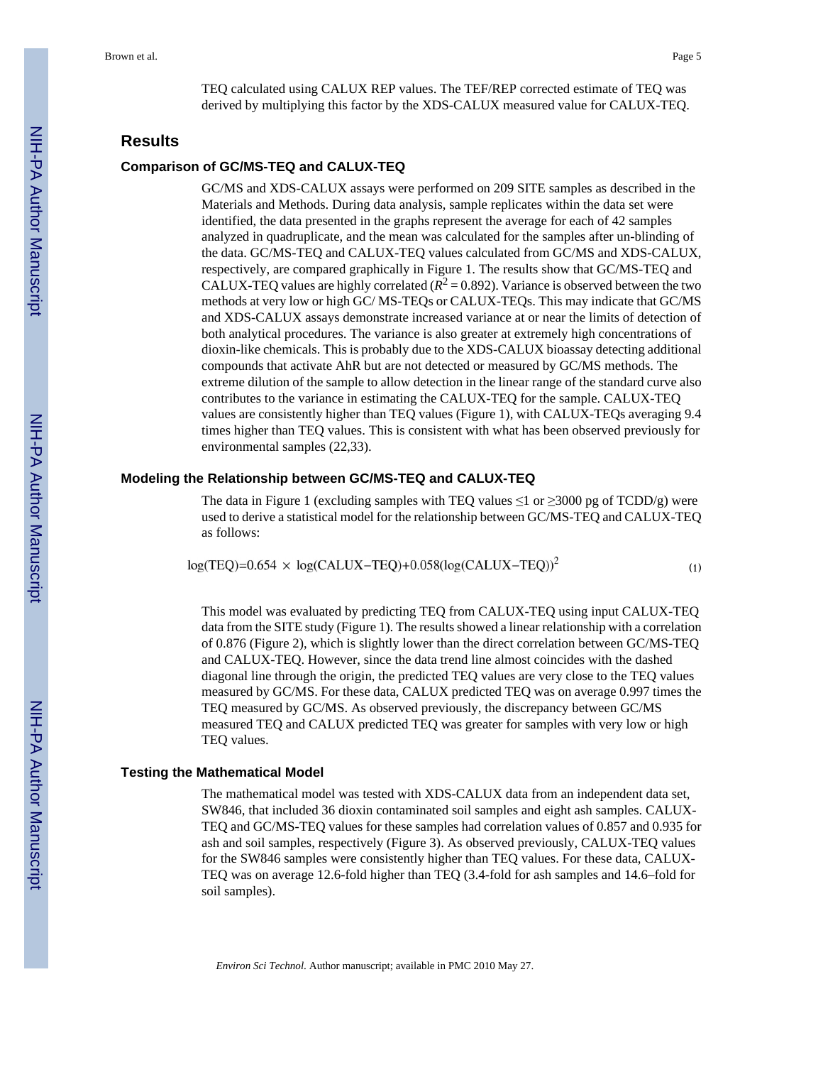TEQ calculated using CALUX REP values. The TEF/REP corrected estimate of TEQ was derived by multiplying this factor by the XDS-CALUX measured value for CALUX-TEQ.

## Results

### Comparison of GC/MS-TEQ and CALUX-TEQ

GC/MS and XDS-CALUX assays were performed on 209 SITE samples as described in the Materials and Methods. During data analysis, sample replicates within the data set were identified, the data presented in the graphs represent the average for each of 42 samples analyzed in quadruplicate, and the mean was calculated for the samples after un-blinding of the data. GC/MS-TEQ and CALUX-TEQ values calculated from GC/MS and XDS-CALUX, respectively, are compared graphically in Figure 1. The results show that GC/MS-TEQ and CALUX-TEQ values are highly correlated ($R^2 = 0.892$). Variance is observed between the two methods at very low or high GC/ MS-TEQs or CALUX-TEQs. This may indicate that GC/MS and XDS-CALUX assays demonstrate increased variance at or near the limits of detection of both analytical procedures. The variance is also greater at extremely high concentrations of dioxin-like chemicals. This is probably due to the XDS-CALUX bioassay detecting additional compounds that activate AhR but are not detected or measured by GC/MS methods. The extreme dilution of the sample to allow detection in the linear range of the standard curve also contributes to the variance in estimating the CALUX-TEQ for the sample. CALUX-TEQ values are consistently higher than TEQ values (Figure 1), with CALUX-TEQs averaging 9.4 times higher than TEQ values. This is consistent with what has been observed previously for environmental samples (22,33).

### Modeling the Relationship between GC/MS-TEQ and CALUX-TEQ

The data in Figure 1 (excluding samples with TEQ values ≤1 or ≥3000 pg of TCDD/g) were used to derive a statistical model for the relationship between GC/MS-TEQ and CALUX-TEQ as follows:

$$\log(\mathrm{TEQ})=0.654 \times \log(\mathrm{CALUX-TEQ})+0.058(\log(\mathrm{CALUX-TEQ}))^2 \tag{1}$$

This model was evaluated by predicting TEQ from CALUX-TEQ using input CALUX-TEQ data from the SITE study (Figure 1). The results showed a linear relationship with a correlation of 0.876 (Figure 2), which is slightly lower than the direct correlation between GC/MS-TEQ and CALUX-TEQ. However, since the data trend line almost coincides with the dashed diagonal line through the origin, the predicted TEQ values are very close to the TEQ values measured by GC/MS. For these data, CALUX predicted TEQ was on average 0.997 times the TEQ measured by GC/MS. As observed previously, the discrepancy between GC/MS measured TEQ and CALUX predicted TEQ was greater for samples with very low or high TEQ values.

### Testing the Mathematical Model

The mathematical model was tested with XDS-CALUX data from an independent data set, SW846, that included 36 dioxin contaminated soil samples and eight ash samples. CALUX-TEQ and GC/MS-TEQ values for these samples had correlation values of 0.857 and 0.935 for ash and soil samples, respectively (Figure 3). As observed previously, CALUX-TEQ values for the SW846 samples were consistently higher than TEQ values. For these data, CALUX-TEQ was on average 12.6-fold higher than TEQ (3.4-fold for ash samples and 14.6–fold for soil samples).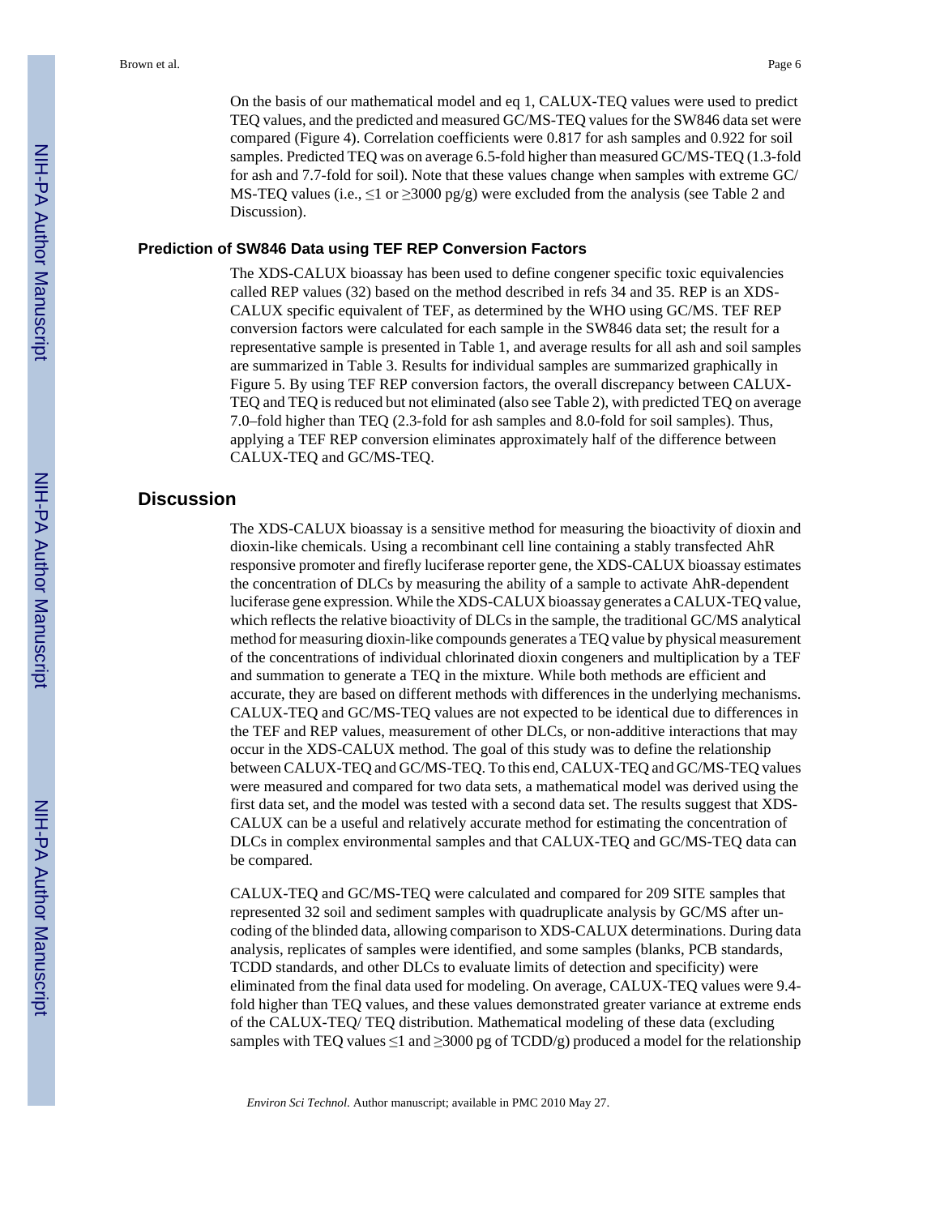On the basis of our mathematical model and eq 1, CALUX-TEQ values were used to predict TEQ values, and the predicted and measured GC/MS-TEQ values for the SW846 data set were compared (Figure 4). Correlation coefficients were 0.817 for ash samples and 0.922 for soil samples. Predicted TEQ was on average 6.5-fold higher than measured GC/MS-TEQ (1.3-fold for ash and 7.7-fold for soil). Note that these values change when samples with extreme GC/MS-TEQ values (i.e., ≤1 or ≥3000 pg/g) were excluded from the analysis (see Table 2 and Discussion).

### Prediction of SW846 Data using TEF REP Conversion Factors

The XDS-CALUX bioassay has been used to define congener specific toxic equivalencies called REP values (32) based on the method described in refs 34 and 35. REP is an XDS-CALUX specific equivalent of TEF, as determined by the WHO using GC/MS. TEF REP conversion factors were calculated for each sample in the SW846 data set; the result for a representative sample is presented in Table 1, and average results for all ash and soil samples are summarized in Table 3. Results for individual samples are summarized graphically in Figure 5. By using TEF REP conversion factors, the overall discrepancy between CALUX-TEQ and TEQ is reduced but not eliminated (also see Table 2), with predicted TEQ on average 7.0–fold higher than TEQ (2.3-fold for ash samples and 8.0-fold for soil samples). Thus, applying a TEF REP conversion eliminates approximately half of the difference between CALUX-TEQ and GC/MS-TEQ.

## Discussion

The XDS-CALUX bioassay is a sensitive method for measuring the bioactivity of dioxin and dioxin-like chemicals. Using a recombinant cell line containing a stably transfected AhR responsive promoter and firefly luciferase reporter gene, the XDS-CALUX bioassay estimates the concentration of DLCs by measuring the ability of a sample to activate AhR-dependent luciferase gene expression. While the XDS-CALUX bioassay generates a CALUX-TEQ value, which reflects the relative bioactivity of DLCs in the sample, the traditional GC/MS analytical method for measuring dioxin-like compounds generates a TEQ value by physical measurement of the concentrations of individual chlorinated dioxin congeners and multiplication by a TEF and summation to generate a TEQ in the mixture. While both methods are efficient and accurate, they are based on different methods with differences in the underlying mechanisms. CALUX-TEQ and GC/MS-TEQ values are not expected to be identical due to differences in the TEF and REP values, measurement of other DLCs, or non-additive interactions that may occur in the XDS-CALUX method. The goal of this study was to define the relationship between CALUX-TEQ and GC/MS-TEQ. To this end, CALUX-TEQ and GC/MS-TEQ values were measured and compared for two data sets, a mathematical model was derived using the first data set, and the model was tested with a second data set. The results suggest that XDS-CALUX can be a useful and relatively accurate method for estimating the concentration of DLCs in complex environmental samples and that CALUX-TEQ and GC/MS-TEQ data can be compared.

CALUX-TEQ and GC/MS-TEQ were calculated and compared for 209 SITE samples that represented 32 soil and sediment samples with quadruplicate analysis by GC/MS after un-coding of the blinded data, allowing comparison to XDS-CALUX determinations. During data analysis, replicates of samples were identified, and some samples (blanks, PCB standards, TCDD standards, and other DLCs to evaluate limits of detection and specificity) were eliminated from the final data used for modeling. On average, CALUX-TEQ values were 9.4-fold higher than TEQ values, and these values demonstrated greater variance at extreme ends of the CALUX-TEQ/ TEQ distribution. Mathematical modeling of these data (excluding samples with TEQ values ≤1 and ≥3000 pg of TCDD/g) produced a model for the relationship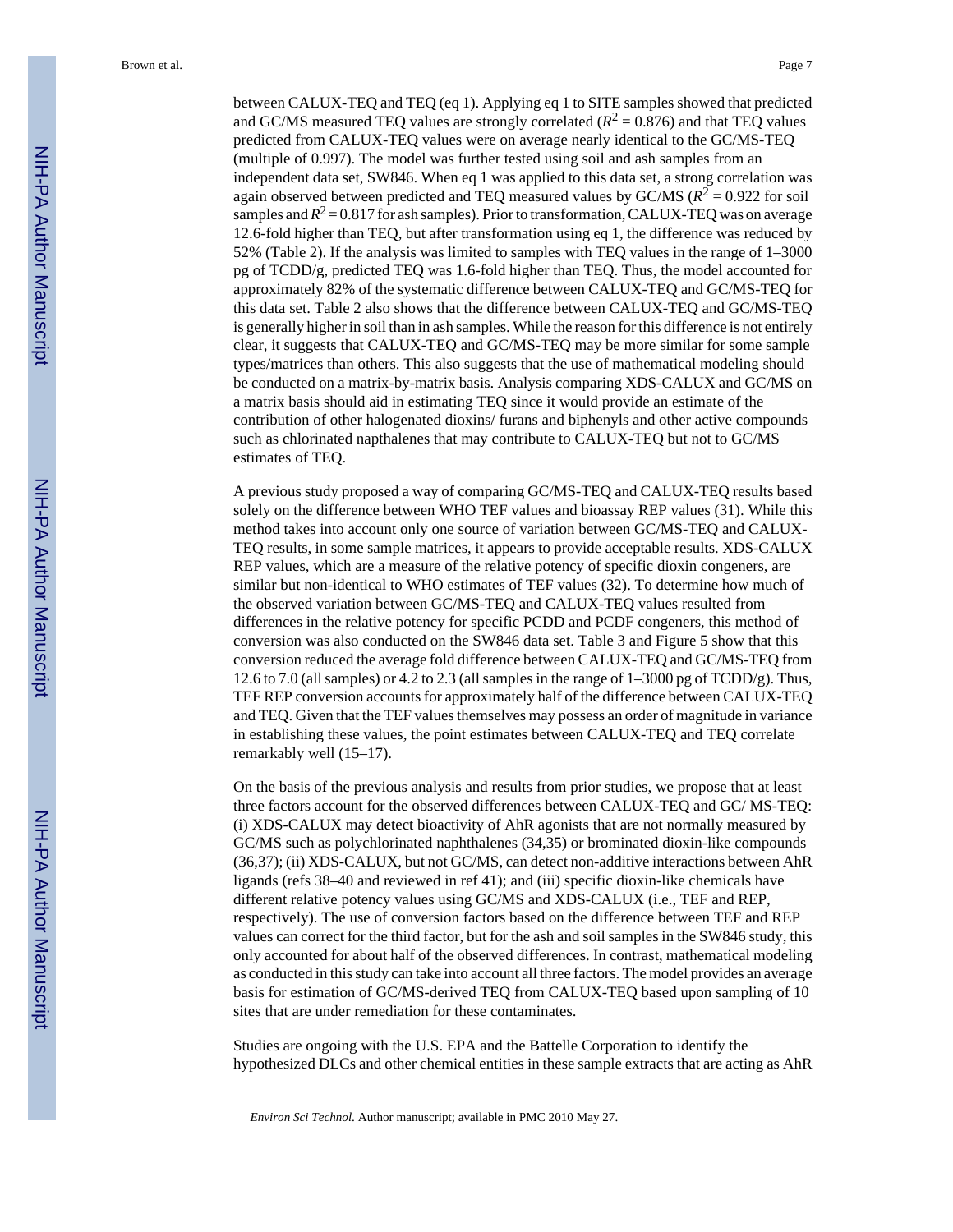between CALUX-TEQ and TEQ (eq 1). Applying eq 1 to SITE samples showed that predicted and GC/MS measured TEQ values are strongly correlated ($R^2 = 0.876$) and that TEQ values predicted from CALUX-TEQ values were on average nearly identical to the GC/MS-TEQ (multiple of 0.997). The model was further tested using soil and ash samples from an independent data set, SW846. When eq 1 was applied to this data set, a strong correlation was again observed between predicted and TEQ measured values by GC/MS ($R^2 = 0.922$ for soil samples and $R^2 = 0.817$ for ash samples). Prior to transformation, CALUX-TEQ was on average 12.6-fold higher than TEQ, but after transformation using eq 1, the difference was reduced by 52% (Table 2). If the analysis was limited to samples with TEQ values in the range of 1–3000 pg of TCDD/g, predicted TEQ was 1.6-fold higher than TEQ. Thus, the model accounted for approximately 82% of the systematic difference between CALUX-TEQ and GC/MS-TEQ for this data set. Table 2 also shows that the difference between CALUX-TEQ and GC/MS-TEQ is generally higher in soil than in ash samples. While the reason for this difference is not entirely clear, it suggests that CALUX-TEQ and GC/MS-TEQ may be more similar for some sample types/matrices than others. This also suggests that the use of mathematical modeling should be conducted on a matrix-by-matrix basis. Analysis comparing XDS-CALUX and GC/MS on a matrix basis should aid in estimating TEQ since it would provide an estimate of the contribution of other halogenated dioxins/ furans and biphenyls and other active compounds such as chlorinated napthalenes that may contribute to CALUX-TEQ but not to GC/MS estimates of TEQ.

A previous study proposed a way of comparing GC/MS-TEQ and CALUX-TEQ results based solely on the difference between WHO TEF values and bioassay REP values (31). While this method takes into account only one source of variation between GC/MS-TEQ and CALUX-TEQ results, in some sample matrices, it appears to provide acceptable results. XDS-CALUX REP values, which are a measure of the relative potency of specific dioxin congeners, are similar but non-identical to WHO estimates of TEF values (32). To determine how much of the observed variation between GC/MS-TEQ and CALUX-TEQ values resulted from differences in the relative potency for specific PCDD and PCDF congeners, this method of conversion was also conducted on the SW846 data set. Table 3 and Figure 5 show that this conversion reduced the average fold difference between CALUX-TEQ and GC/MS-TEQ from 12.6 to 7.0 (all samples) or 4.2 to 2.3 (all samples in the range of 1–3000 pg of TCDD/g). Thus, TEF REP conversion accounts for approximately half of the difference between CALUX-TEQ and TEQ. Given that the TEF values themselves may possess an order of magnitude in variance in establishing these values, the point estimates between CALUX-TEQ and TEQ correlate remarkably well (15–17).

On the basis of the previous analysis and results from prior studies, we propose that at least three factors account for the observed differences between CALUX-TEQ and GC/ MS-TEQ: (i) XDS-CALUX may detect bioactivity of AhR agonists that are not normally measured by GC/MS such as polychlorinated naphthalenes (34,35) or brominated dioxin-like compounds (36,37); (ii) XDS-CALUX, but not GC/MS, can detect non-additive interactions between AhR ligands (refs 38–40 and reviewed in ref 41); and (iii) specific dioxin-like chemicals have different relative potency values using GC/MS and XDS-CALUX (i.e., TEF and REP, respectively). The use of conversion factors based on the difference between TEF and REP values can correct for the third factor, but for the ash and soil samples in the SW846 study, this only accounted for about half of the observed differences. In contrast, mathematical modeling as conducted in this study can take into account all three factors. The model provides an average basis for estimation of GC/MS-derived TEQ from CALUX-TEQ based upon sampling of 10 sites that are under remediation for these contaminates.

Studies are ongoing with the U.S. EPA and the Battelle Corporation to identify the hypothesized DLCs and other chemical entities in these sample extracts that are acting as AhR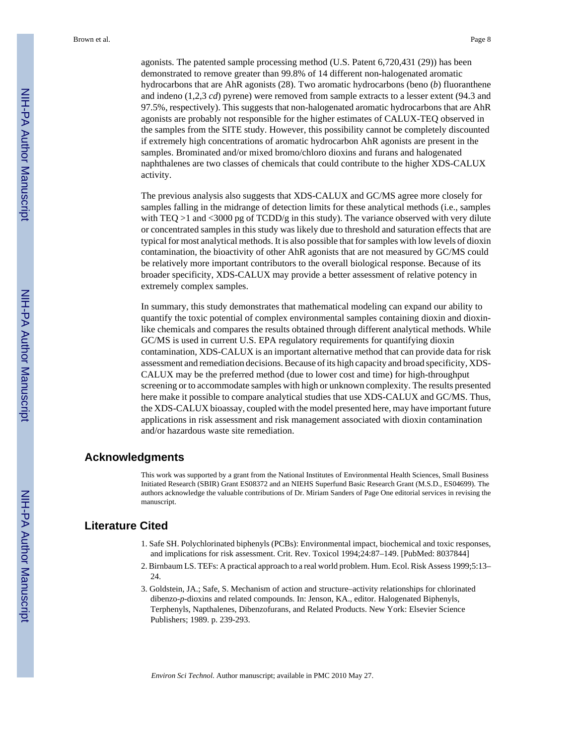agonists. The patented sample processing method (U.S. Patent 6,720,431 (29)) has been demonstrated to remove greater than 99.8% of 14 different non-halogenated aromatic hydrocarbons that are AhR agonists (28). Two aromatic hydrocarbons (beno (*b*) fluoranthene and indeno (1,2,3 *cd*) pyrene) were removed from sample extracts to a lesser extent (94.3 and 97.5%, respectively). This suggests that non-halogenated aromatic hydrocarbons that are AhR agonists are probably not responsible for the higher estimates of CALUX-TEQ observed in the samples from the SITE study. However, this possibility cannot be completely discounted if extremely high concentrations of aromatic hydrocarbon AhR agonists are present in the samples. Brominated and/or mixed bromo/chloro dioxins and furans and halogenated naphthalenes are two classes of chemicals that could contribute to the higher XDS-CALUX activity.

The previous analysis also suggests that XDS-CALUX and GC/MS agree more closely for samples falling in the midrange of detection limits for these analytical methods (i.e., samples with TEQ >1 and <3000 pg of TCDD/g in this study). The variance observed with very dilute or concentrated samples in this study was likely due to threshold and saturation effects that are typical for most analytical methods. It is also possible that for samples with low levels of dioxin contamination, the bioactivity of other AhR agonists that are not measured by GC/MS could be relatively more important contributors to the overall biological response. Because of its broader specificity, XDS-CALUX may provide a better assessment of relative potency in extremely complex samples.

In summary, this study demonstrates that mathematical modeling can expand our ability to quantify the toxic potential of complex environmental samples containing dioxin and dioxin-like chemicals and compares the results obtained through different analytical methods. While GC/MS is used in current U.S. EPA regulatory requirements for quantifying dioxin contamination, XDS-CALUX is an important alternative method that can provide data for risk assessment and remediation decisions. Because of its high capacity and broad specificity, XDS-CALUX may be the preferred method (due to lower cost and time) for high-throughput screening or to accommodate samples with high or unknown complexity. The results presented here make it possible to compare analytical studies that use XDS-CALUX and GC/MS. Thus, the XDS-CALUX bioassay, coupled with the model presented here, may have important future applications in risk assessment and risk management associated with dioxin contamination and/or hazardous waste site remediation.

## Acknowledgments

This work was supported by a grant from the National Institutes of Environmental Health Sciences, Small Business Initiated Research (SBIR) Grant ES08372 and an NIEHS Superfund Basic Research Grant (M.S.D., ES04699). The authors acknowledge the valuable contributions of Dr. Miriam Sanders of Page One editorial services in revising the manuscript.

## Literature Cited

1. Safe SH. Polychlorinated biphenyls (PCBs): Environmental impact, biochemical and toxic responses, and implications for risk assessment. Crit. Rev. Toxicol 1994;24:87–149. [PubMed: 8037844]
2. Birnbaum LS. TEFs: A practical approach to a real world problem. Hum. Ecol. Risk Assess 1999;5:13–24.
3. Goldstein, JA.; Safe, S. Mechanism of action and structure–activity relationships for chlorinated dibenzo-*p*-dioxins and related compounds. In: Jenson, KA., editor. Halogenated Biphenyls, Terphenyls, Napthalenes, Dibenzofurans, and Related Products. New York: Elsevier Science Publishers; 1989. p. 239-293.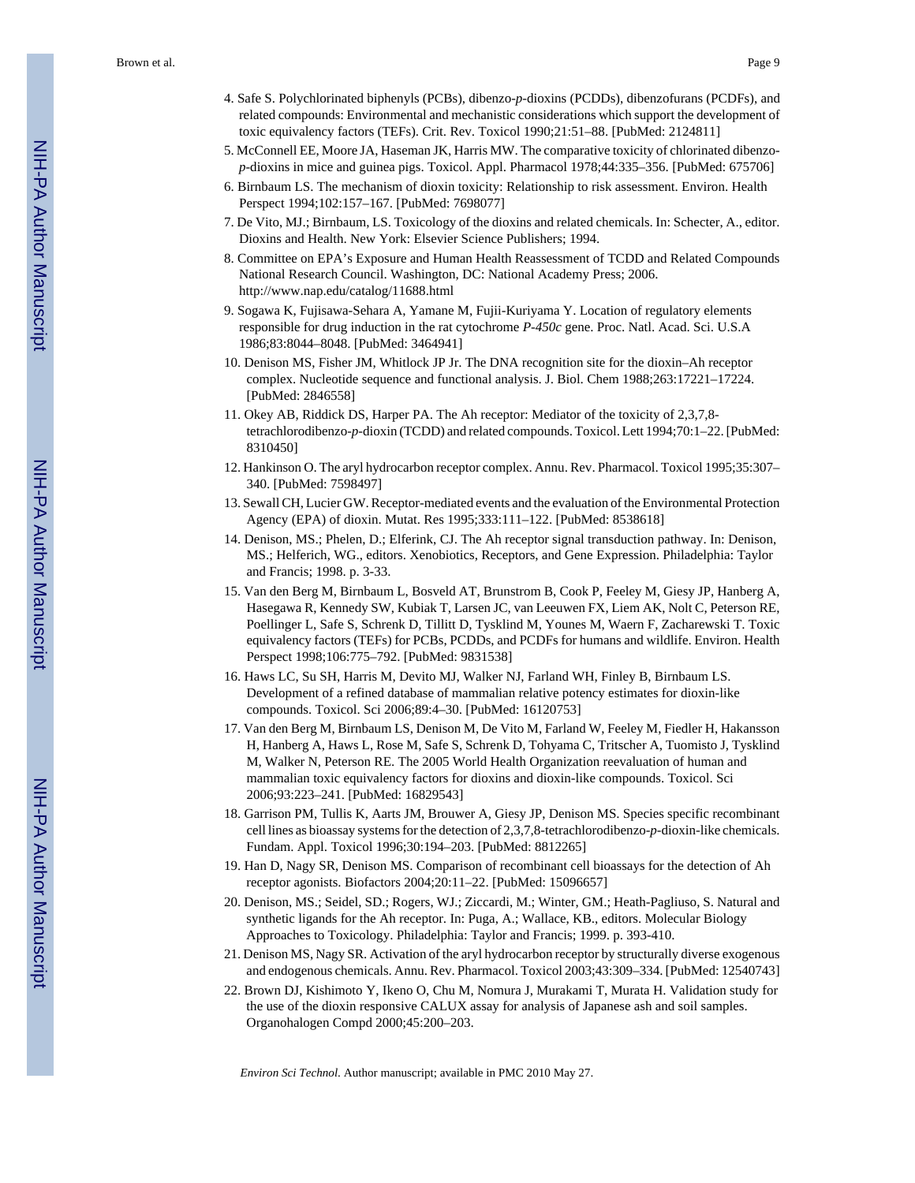4. Safe S. Polychlorinated biphenyls (PCBs), dibenzo-*p*-dioxins (PCDDs), dibenzofurans (PCDFs), and related compounds: Environmental and mechanistic considerations which support the development of toxic equivalency factors (TEFs). Crit. Rev. Toxicol 1990;21:51–88. [PubMed: 2124811]
5. McConnell EE, Moore JA, Haseman JK, Harris MW. The comparative toxicity of chlorinated dibenzo-*p*-dioxins in mice and guinea pigs. Toxicol. Appl. Pharmacol 1978;44:335–356. [PubMed: 675706]
6. Birnbaum LS. The mechanism of dioxin toxicity: Relationship to risk assessment. Environ. Health Perspect 1994;102:157–167. [PubMed: 7698077]
7. De Vito, MJ.; Birnbaum, LS. Toxicology of the dioxins and related chemicals. In: Schecter, A., editor. Dioxins and Health. New York: Elsevier Science Publishers; 1994.
8. Committee on EPA's Exposure and Human Health Reassessment of TCDD and Related Compounds National Research Council. Washington, DC: National Academy Press; 2006. http://www.nap.edu/catalog/11688.html
9. Sogawa K, Fujisawa-Sehara A, Yamane M, Fujii-Kuriyama Y. Location of regulatory elements responsible for drug induction in the rat cytochrome *P-450c* gene. Proc. Natl. Acad. Sci. U.S.A 1986;83:8044–8048. [PubMed: 3464941]
10. Denison MS, Fisher JM, Whitlock JP Jr. The DNA recognition site for the dioxin–Ah receptor complex. Nucleotide sequence and functional analysis. J. Biol. Chem 1988;263:17221–17224. [PubMed: 2846558]
11. Okey AB, Riddick DS, Harper PA. The Ah receptor: Mediator of the toxicity of 2,3,7,8-tetrachlorodibenzo-*p*-dioxin (TCDD) and related compounds. Toxicol. Lett 1994;70:1–22. [PubMed: 8310450]
12. Hankinson O. The aryl hydrocarbon receptor complex. Annu. Rev. Pharmacol. Toxicol 1995;35:307–340. [PubMed: 7598497]
13. Sewall CH, Lucier GW. Receptor-mediated events and the evaluation of the Environmental Protection Agency (EPA) of dioxin. Mutat. Res 1995;333:111–122. [PubMed: 8538618]
14. Denison, MS.; Phelen, D.; Elferink, CJ. The Ah receptor signal transduction pathway. In: Denison, MS.; Helferich, WG., editors. Xenobiotics, Receptors, and Gene Expression. Philadelphia: Taylor and Francis; 1998. p. 3-33.
15. Van den Berg M, Birnbaum L, Bosveld AT, Brunstrom B, Cook P, Feeley M, Giesy JP, Hanberg A, Hasegawa R, Kennedy SW, Kubiak T, Larsen JC, van Leeuwen FX, Liem AK, Nolt C, Peterson RE, Poellinger L, Safe S, Schrenk D, Tillitt D, Tysklind M, Younes M, Waern F, Zacharewski T. Toxic equivalency factors (TEFs) for PCBs, PCDDs, and PCDFs for humans and wildlife. Environ. Health Perspect 1998;106:775–792. [PubMed: 9831538]
16. Haws LC, Su SH, Harris M, Devito MJ, Walker NJ, Farland WH, Finley B, Birnbaum LS. Development of a refined database of mammalian relative potency estimates for dioxin-like compounds. Toxicol. Sci 2006;89:4–30. [PubMed: 16120753]
17. Van den Berg M, Birnbaum LS, Denison M, De Vito M, Farland W, Feeley M, Fiedler H, Hakansson H, Hanberg A, Haws L, Rose M, Safe S, Schrenk D, Tohyama C, Tritscher A, Tuomisto J, Tysklind M, Walker N, Peterson RE. The 2005 World Health Organization reevaluation of human and mammalian toxic equivalency factors for dioxins and dioxin-like compounds. Toxicol. Sci 2006;93:223–241. [PubMed: 16829543]
18. Garrison PM, Tullis K, Aarts JM, Brouwer A, Giesy JP, Denison MS. Species specific recombinant cell lines as bioassay systems for the detection of 2,3,7,8-tetrachlorodibenzo-*p*-dioxin-like chemicals. Fundam. Appl. Toxicol 1996;30:194–203. [PubMed: 8812265]
19. Han D, Nagy SR, Denison MS. Comparison of recombinant cell bioassays for the detection of Ah receptor agonists. Biofactors 2004;20:11–22. [PubMed: 15096657]
20. Denison, MS.; Seidel, SD.; Rogers, WJ.; Ziccardi, M.; Winter, GM.; Heath-Pagliuso, S. Natural and synthetic ligands for the Ah receptor. In: Puga, A.; Wallace, KB., editors. Molecular Biology Approaches to Toxicology. Philadelphia: Taylor and Francis; 1999. p. 393-410.
21. Denison MS, Nagy SR. Activation of the aryl hydrocarbon receptor by structurally diverse exogenous and endogenous chemicals. Annu. Rev. Pharmacol. Toxicol 2003;43:309–334. [PubMed: 12540743]
22. Brown DJ, Kishimoto Y, Ikeno O, Chu M, Nomura J, Murakami T, Murata H. Validation study for the use of the dioxin responsive CALUX assay for analysis of Japanese ash and soil samples. Organohalogen Compd 2000;45:200–203.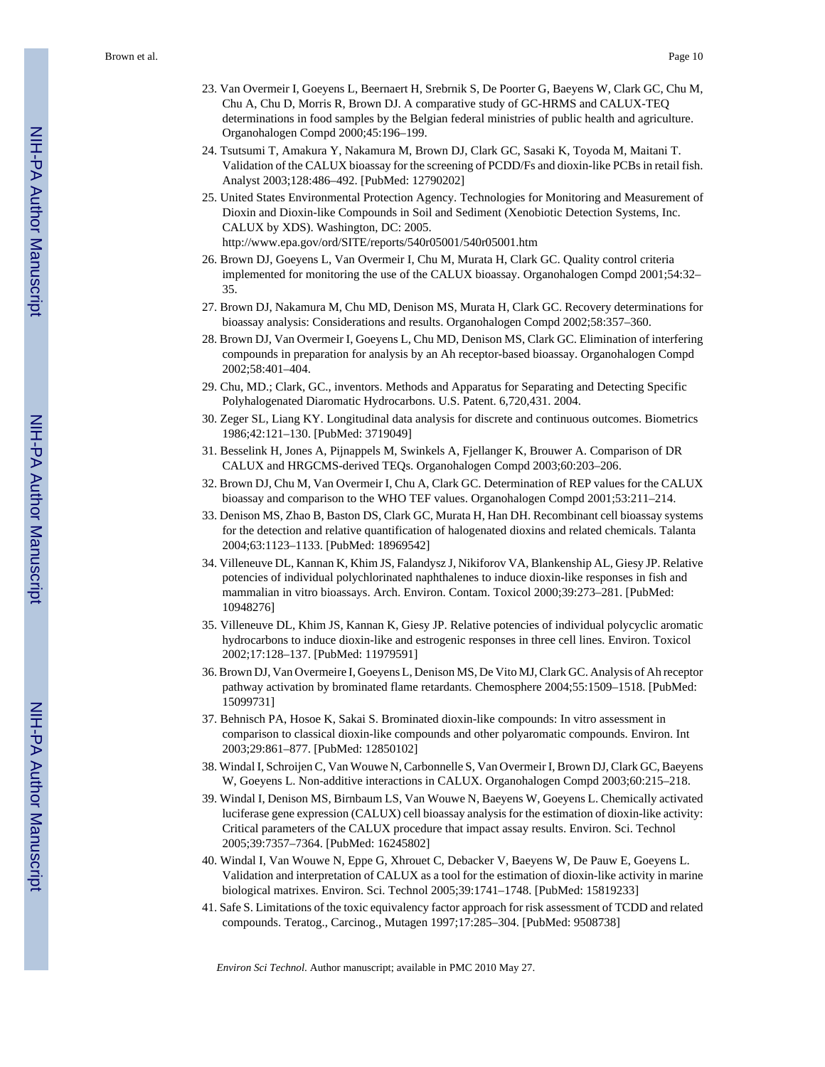23. Van Overmeir I, Goeyens L, Beernaert H, Srebrnik S, De Poorter G, Baeyens W, Clark GC, Chu M, Chu A, Chu D, Morris R, Brown DJ. A comparative study of GC-HRMS and CALUX-TEQ determinations in food samples by the Belgian federal ministries of public health and agriculture. Organohalogen Compd 2000;45:196–199.
24. Tsutsumi T, Amakura Y, Nakamura M, Brown DJ, Clark GC, Sasaki K, Toyoda M, Maitani T. Validation of the CALUX bioassay for the screening of PCDD/Fs and dioxin-like PCBs in retail fish. Analyst 2003;128:486–492. [PubMed: 12790202]
25. United States Environmental Protection Agency. Technologies for Monitoring and Measurement of Dioxin and Dioxin-like Compounds in Soil and Sediment (Xenobiotic Detection Systems, Inc. CALUX by XDS). Washington, DC: 2005. http://www.epa.gov/ord/SITE/reports/540r05001/540r05001.htm
26. Brown DJ, Goeyens L, Van Overmeir I, Chu M, Murata H, Clark GC. Quality control criteria implemented for monitoring the use of the CALUX bioassay. Organohalogen Compd 2001;54:32–35.
27. Brown DJ, Nakamura M, Chu MD, Denison MS, Murata H, Clark GC. Recovery determinations for bioassay analysis: Considerations and results. Organohalogen Compd 2002;58:357–360.
28. Brown DJ, Van Overmeir I, Goeyens L, Chu MD, Denison MS, Clark GC. Elimination of interfering compounds in preparation for analysis by an Ah receptor-based bioassay. Organohalogen Compd 2002;58:401–404.
29. Chu, MD.; Clark, GC., inventors. Methods and Apparatus for Separating and Detecting Specific Polyhalogenated Diaromatic Hydrocarbons. U.S. Patent. 6,720,431. 2004.
30. Zeger SL, Liang KY. Longitudinal data analysis for discrete and continuous outcomes. Biometrics 1986;42:121–130. [PubMed: 3719049]
31. Besselink H, Jones A, Pijnappels M, Swinkels A, Fjellanger K, Brouwer A. Comparison of DR CALUX and HRGCMS-derived TEQs. Organohalogen Compd 2003;60:203–206.
32. Brown DJ, Chu M, Van Overmeir I, Chu A, Clark GC. Determination of REP values for the CALUX bioassay and comparison to the WHO TEF values. Organohalogen Compd 2001;53:211–214.
33. Denison MS, Zhao B, Baston DS, Clark GC, Murata H, Han DH. Recombinant cell bioassay systems for the detection and relative quantification of halogenated dioxins and related chemicals. Talanta 2004;63:1123–1133. [PubMed: 18969542]
34. Villeneuve DL, Kannan K, Khim JS, Falandysz J, Nikiforov VA, Blankenship AL, Giesy JP. Relative potencies of individual polychlorinated naphthalenes to induce dioxin-like responses in fish and mammalian in vitro bioassays. Arch. Environ. Contam. Toxicol 2000;39:273–281. [PubMed: 10948276]
35. Villeneuve DL, Khim JS, Kannan K, Giesy JP. Relative potencies of individual polycyclic aromatic hydrocarbons to induce dioxin-like and estrogenic responses in three cell lines. Environ. Toxicol 2002;17:128–137. [PubMed: 11979591]
36. Brown DJ, Van Overmeire I, Goeyens L, Denison MS, De Vito MJ, Clark GC. Analysis of Ah receptor pathway activation by brominated flame retardants. Chemosphere 2004;55:1509–1518. [PubMed: 15099731]
37. Behnisch PA, Hosoe K, Sakai S. Brominated dioxin-like compounds: In vitro assessment in comparison to classical dioxin-like compounds and other polyaromatic compounds. Environ. Int 2003;29:861–877. [PubMed: 12850102]
38. Windal I, Schroijen C, Van Wouwe N, Carbonnelle S, Van Overmeir I, Brown DJ, Clark GC, Baeyens W, Goeyens L. Non-additive interactions in CALUX. Organohalogen Compd 2003;60:215–218.
39. Windal I, Denison MS, Birnbaum LS, Van Wouwe N, Baeyens W, Goeyens L. Chemically activated luciferase gene expression (CALUX) cell bioassay analysis for the estimation of dioxin-like activity: Critical parameters of the CALUX procedure that impact assay results. Environ. Sci. Technol 2005;39:7357–7364. [PubMed: 16245802]
40. Windal I, Van Wouwe N, Eppe G, Xhrouet C, Debacker V, Baeyens W, De Pauw E, Goeyens L. Validation and interpretation of CALUX as a tool for the estimation of dioxin-like activity in marine biological matrixes. Environ. Sci. Technol 2005;39:1741–1748. [PubMed: 15819233]
41. Safe S. Limitations of the toxic equivalency factor approach for risk assessment of TCDD and related compounds. Teratog., Carcinog., Mutagen 1997;17:285–304. [PubMed: 9508738]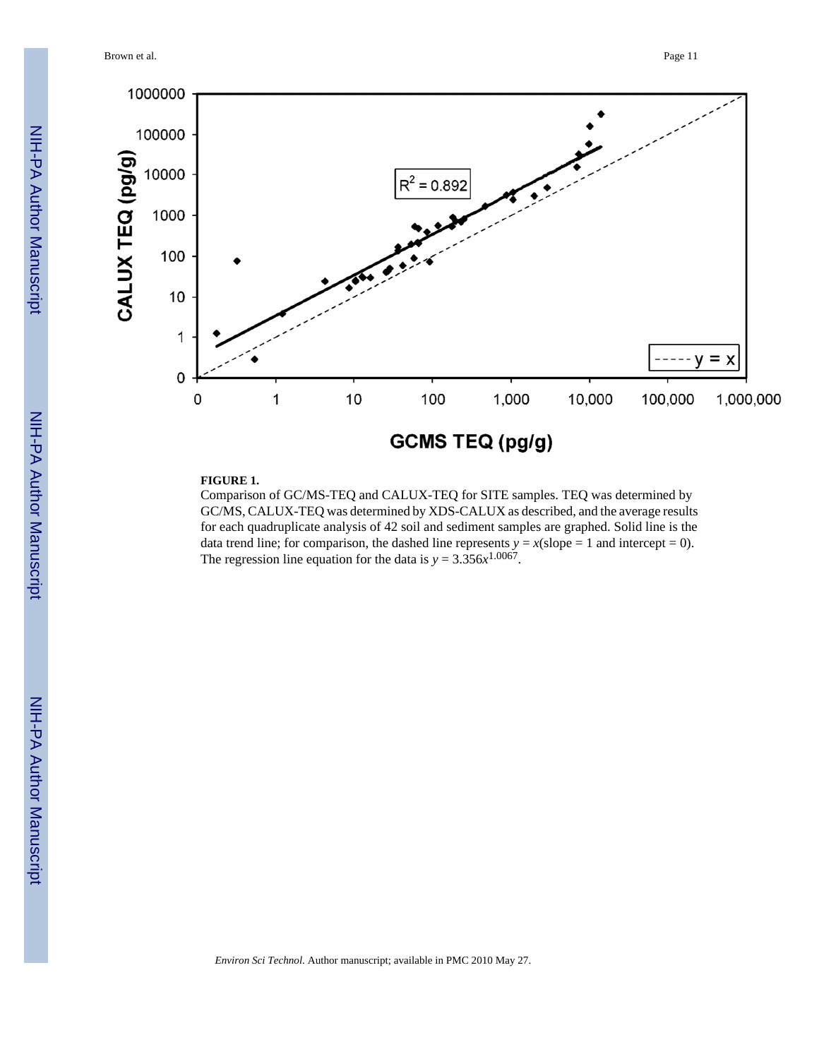**FIGURE 1.**

Comparison of GC/MS-TEQ and CALUX-TEQ for SITE samples. TEQ was determined by GC/MS, CALUX-TEQ was determined by XDS-CALUX as described, and the average results for each quadruplicate analysis of 42 soil and sediment samples are graphed. Solid line is the data trend line; for comparison, the dashed line represents $y = x$ (slope = 1 and intercept = 0). The regression line equation for the data is $y = 3.356x^{1.0067}$.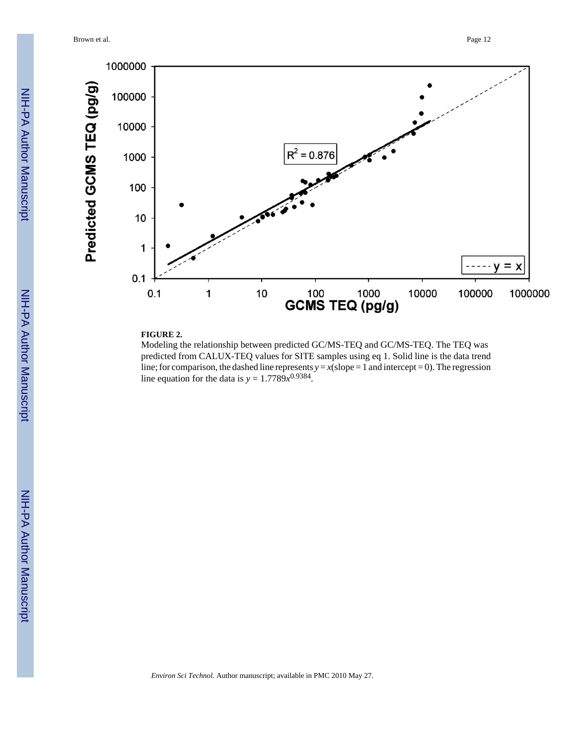**FIGURE 2.**

Modeling the relationship between predicted GC/MS-TEQ and GC/MS-TEQ. The TEQ was predicted from CALUX-TEQ values for SITE samples using eq 1. Solid line is the data trend line; for comparison, the dashed line represents $y = x$(slope = 1 and intercept = 0). The regression line equation for the data is $y = 1.7789x^{0.9384}$.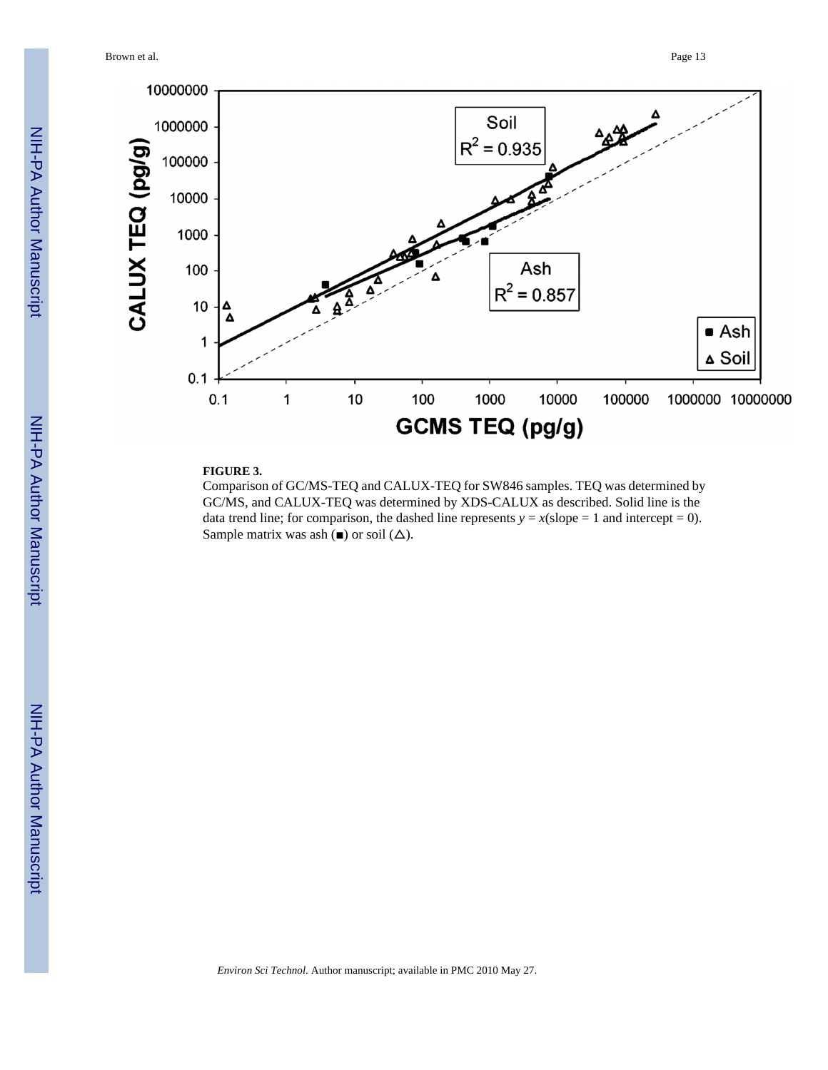**FIGURE 3.**

Comparison of GC/MS-TEQ and CALUX-TEQ for SW846 samples. TEQ was determined by GC/MS, and CALUX-TEQ was determined by XDS-CALUX as described. Solid line is the data trend line; for comparison, the dashed line represents $y = x$(slope = 1 and intercept = 0). Sample matrix was ash (■) or soil (△).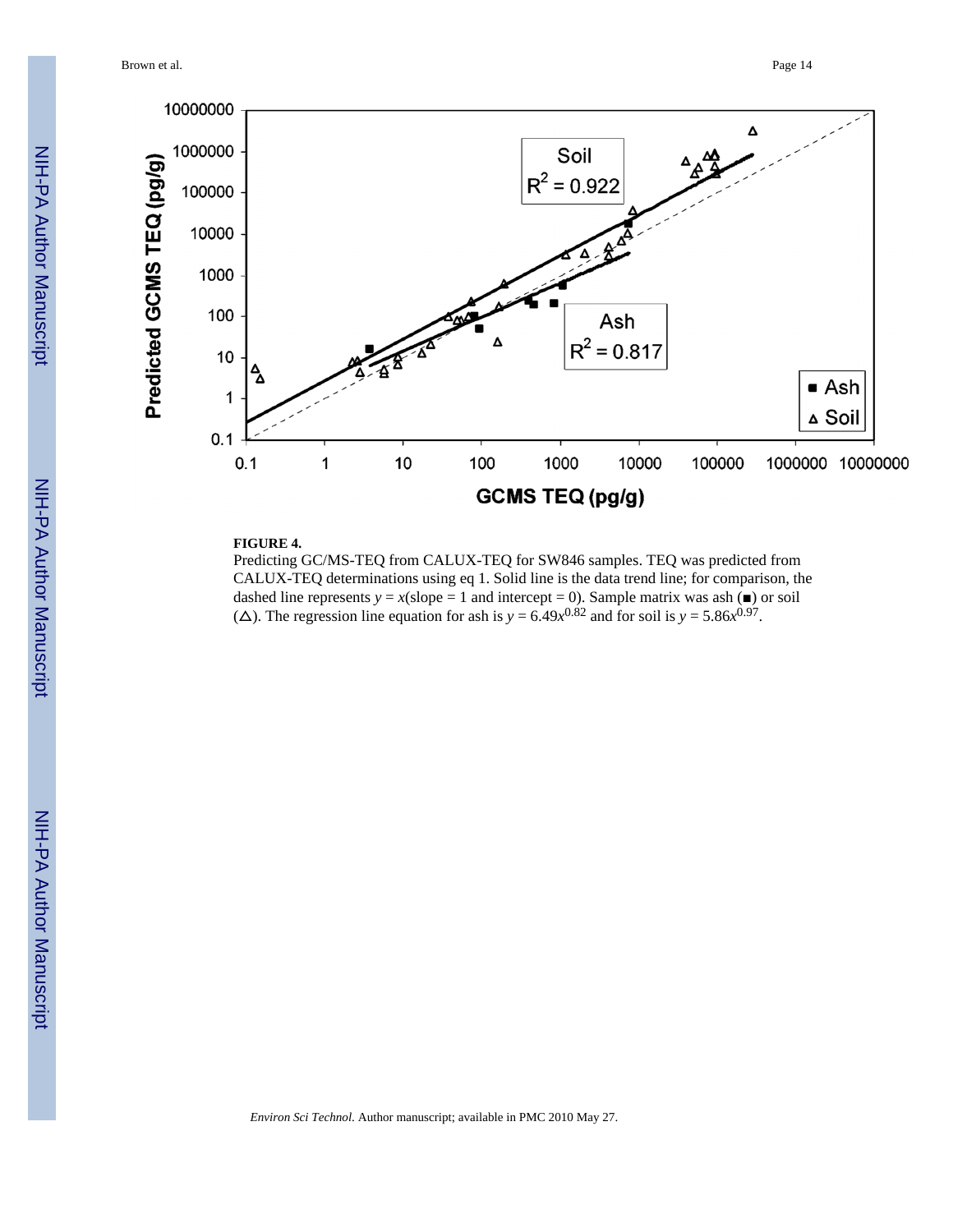**FIGURE 4.**

Predicting GC/MS-TEQ from CALUX-TEQ for SW846 samples. TEQ was predicted from CALUX-TEQ determinations using eq 1. Solid line is the data trend line; for comparison, the dashed line represents $y = x$(slope = 1 and intercept = 0). Sample matrix was ash (■) or soil (△). The regression line equation for ash is $y = 6.49x^{0.82}$ and for soil is $y = 5.86x^{0.97}$.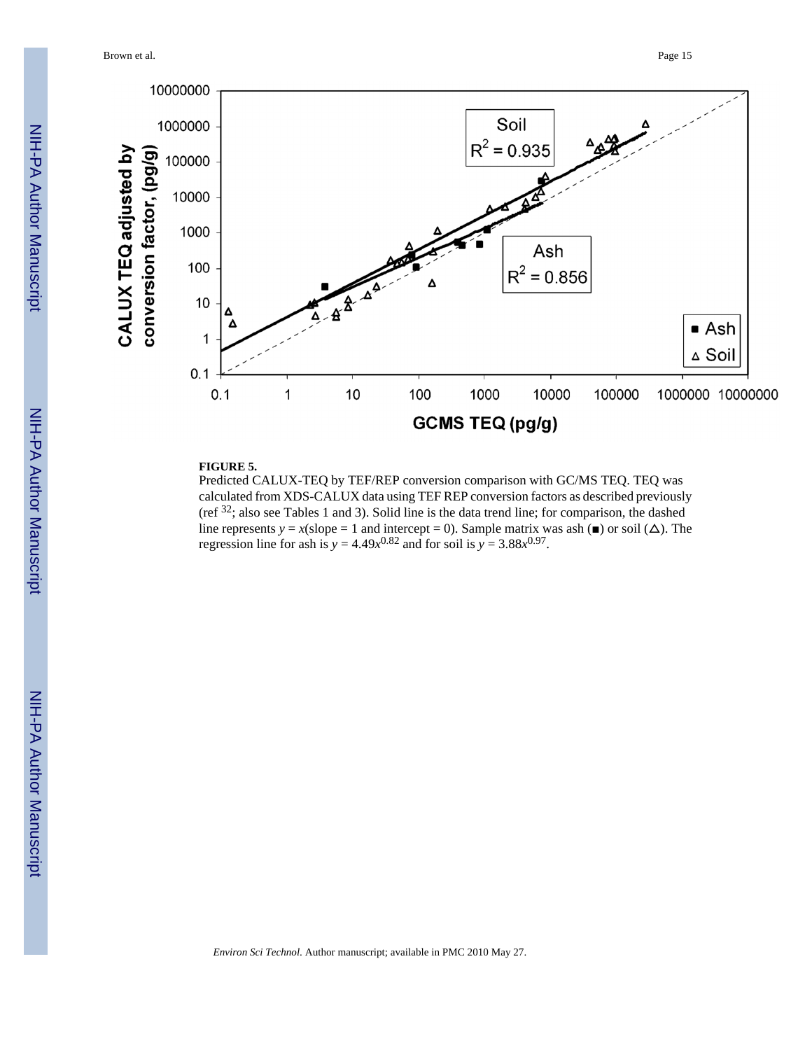**FIGURE 5.**

Predicted CALUX-TEQ by TEF/REP conversion comparison with GC/MS TEQ. TEQ was calculated from XDS-CALUX data using TEF REP conversion factors as described previously (ref [32]; also see Tables 1 and 3). Solid line is the data trend line; for comparison, the dashed line represents $y = x$(slope = 1 and intercept = 0). Sample matrix was ash (■) or soil (△). The regression line for ash is $y = 4.49x^{0.82}$ and for soil is $y = 3.88x^{0.97}$.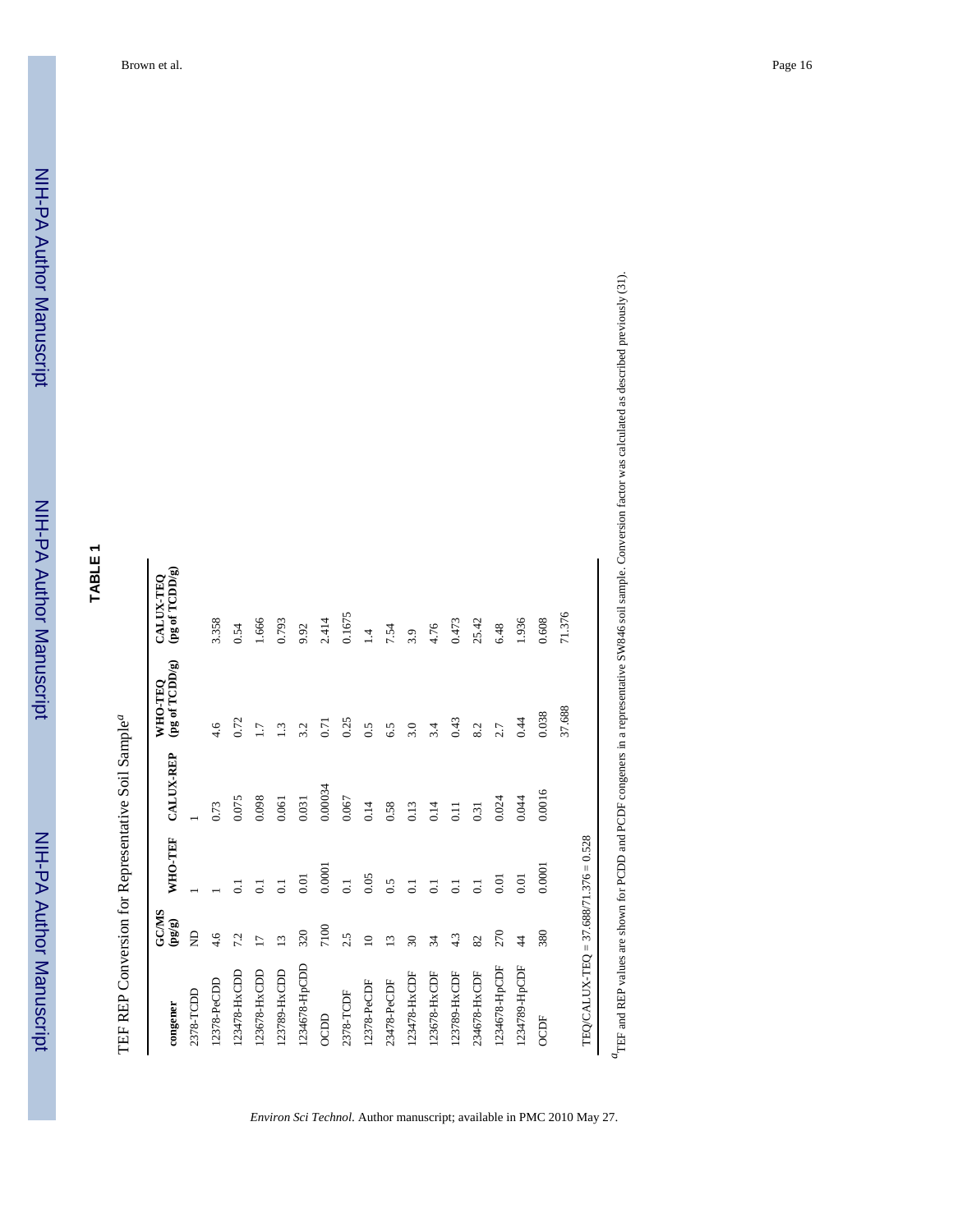# TABLE 1

TEF REP Conversion for Representative Soil Sample[a]

| congener | GC/MS (pg/g) | WHO-TEF | CALUX-REP | WHO-TEQ (pg of TCDD/g) | CALUX-TEQ (pg of TCDD/g) |
|---|---|---|---|---|---|
| 2378-TCDD | ND | 1 | 1 | | |
| 12378-PeCDD | 4.6 | 1 | 0.73 | 4.6 | 3.358 |
| 123478-HxCDD | 7.2 | 0.1 | 0.075 | 0.72 | 0.54 |
| 123678-HxCDD | 17 | 0.1 | 0.098 | 1.7 | 1.666 |
| 123789-HxCDD | 13 | 0.1 | 0.061 | 1.3 | 0.793 |
| 1234678-HpCDD | 320 | 0.01 | 0.031 | 3.2 | 9.92 |
| OCDD | 7100 | 0.0001 | 0.00034 | 0.71 | 2.414 |
| 2378-TCDF | 2.5 | 0.1 | 0.067 | 0.25 | 0.1675 |
| 12378-PeCDF | 10 | 0.05 | 0.14 | 0.5 | 1.4 |
| 23478-PeCDF | 13 | 0.5 | 0.58 | 6.5 | 7.54 |
| 123478-HxCDF | 30 | 0.1 | 0.13 | 3.0 | 3.9 |
| 123678-HxCDF | 34 | 0.1 | 0.14 | 3.4 | 4.76 |
| 123789-HxCDF | 4.3 | 0.1 | 0.11 | 0.43 | 0.473 |
| 234678-HxCDF | 82 | 0.1 | 0.31 | 8.2 | 25.42 |
| 1234678-HpCDF | 270 | 0.01 | 0.024 | 2.7 | 6.48 |
| 1234789-HpCDF | 44 | 0.01 | 0.044 | 0.44 | 1.936 |
| OCDF | 380 | 0.0001 | 0.0016 | 0.038 | 0.608 |
| | | | | 37.688 | 71.376 |

TEQ/CALUX-TEQ = 37.688/71.376 = 0.528

[a] TEF and REP values are shown for PCDD and PCDF congeners in a representative SW846 soil sample. Conversion factor was calculated as described previously (31).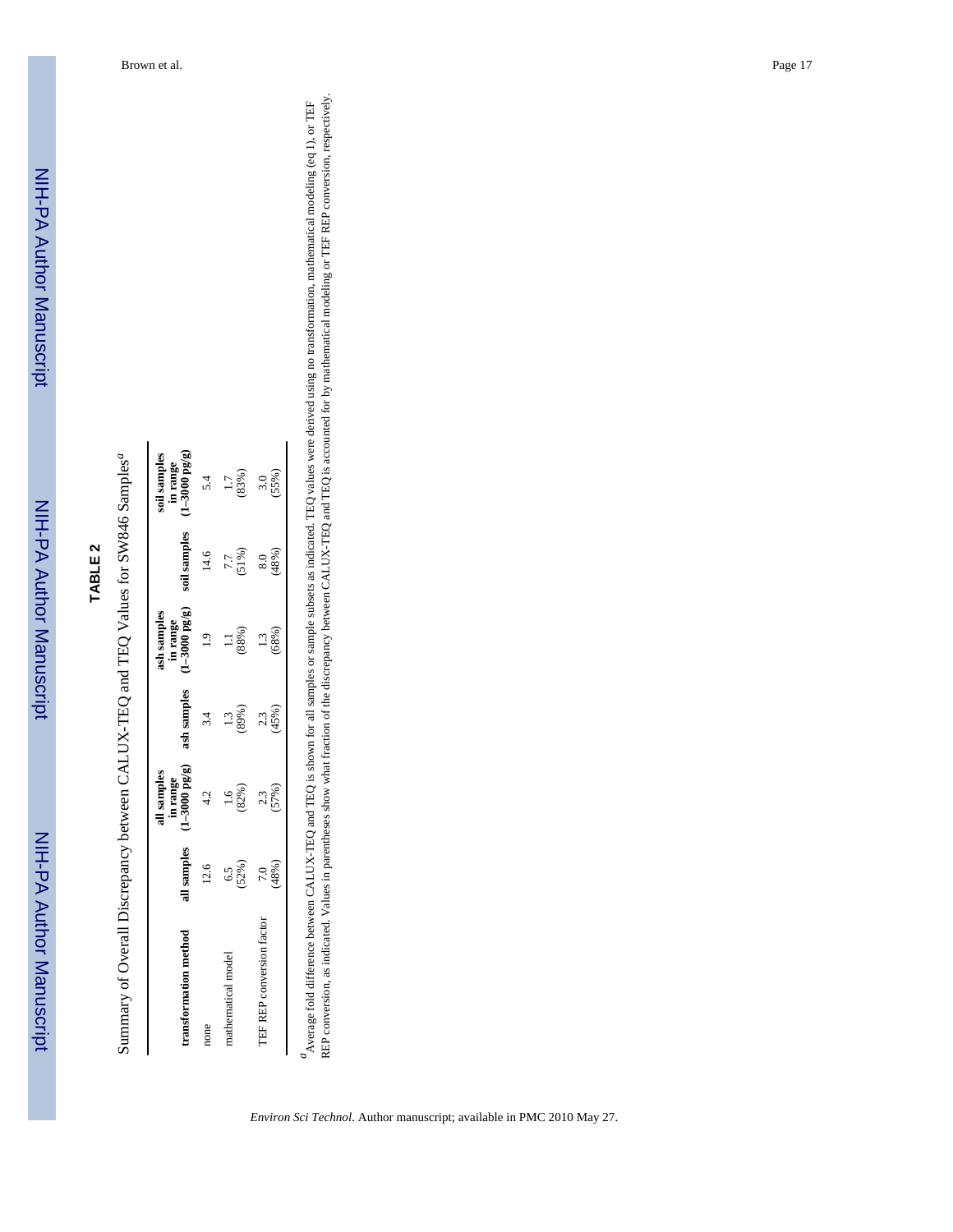## TABLE 2

Summary of Overall Discrepancy between CALUX-TEQ and TEQ Values for SW846 Samples[a]

| transformation method | all samples | all samples in range (1–3000 pg/g) | ash samples | ash samples in range (1–3000 pg/g) | soil samples | soil samples in range (1–3000 pg/g) |
|---|---|---|---|---|---|---|
| none | 12.6 | 4.2 | 3.4 | 1.9 | 14.6 | 5.4 |
| mathematical model | 6.5 (52%) | 1.6 (82%) | 1.3 (89%) | 1.1 (88%) | 7.7 (51%) | 1.7 (83%) |
| TEF REP conversion factor | 7.0 (48%) | 2.3 (57%) | 2.3 (45%) | 1.3 (68%) | 8.0 (48%) | 3.0 (55%) |

[a] Average fold difference between CALUX-TEQ and TEQ is shown for all samples or sample subsets as indicated. TEQ values were derived using no transformation, mathematical modeling (eq 1), or TEF REP conversion, as indicated. Values in parentheses show what fraction of the discrepancy between CALUX-TEQ and TEQ is accounted for by mathematical modeling or TEF REP conversion, respectively.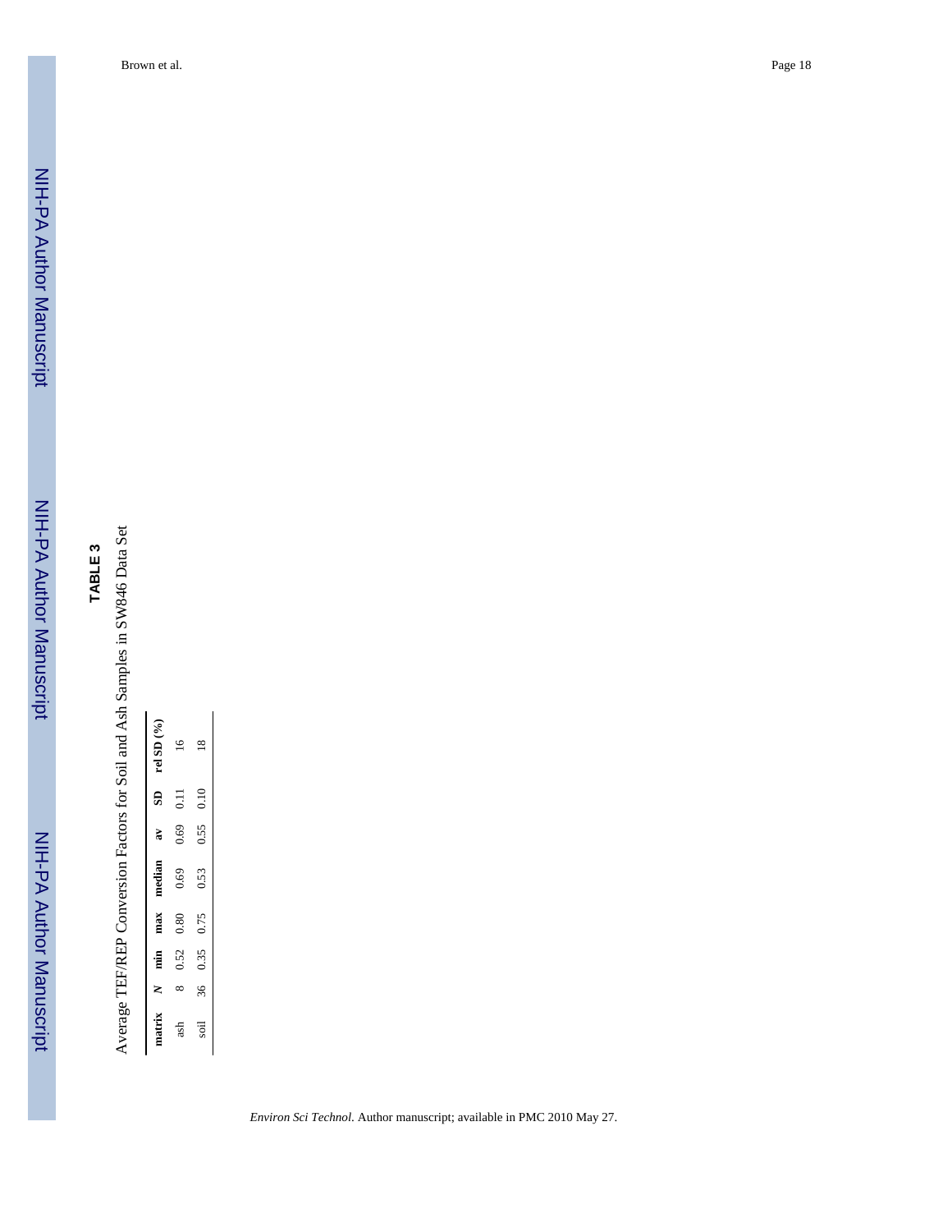## TABLE 3

Average TEF/REP Conversion Factors for Soil and Ash Samples in SW846 Data Set

| matrix | *N* | min | max | median | av | SD | rel SD (%) |
|---|---|---|---|---|---|---|---|
| ash | 8 | 0.52 | 0.80 | 0.69 | 0.69 | 0.11 | 16 |
| soil | 36 | 0.35 | 0.75 | 0.53 | 0.55 | 0.10 | 18 |